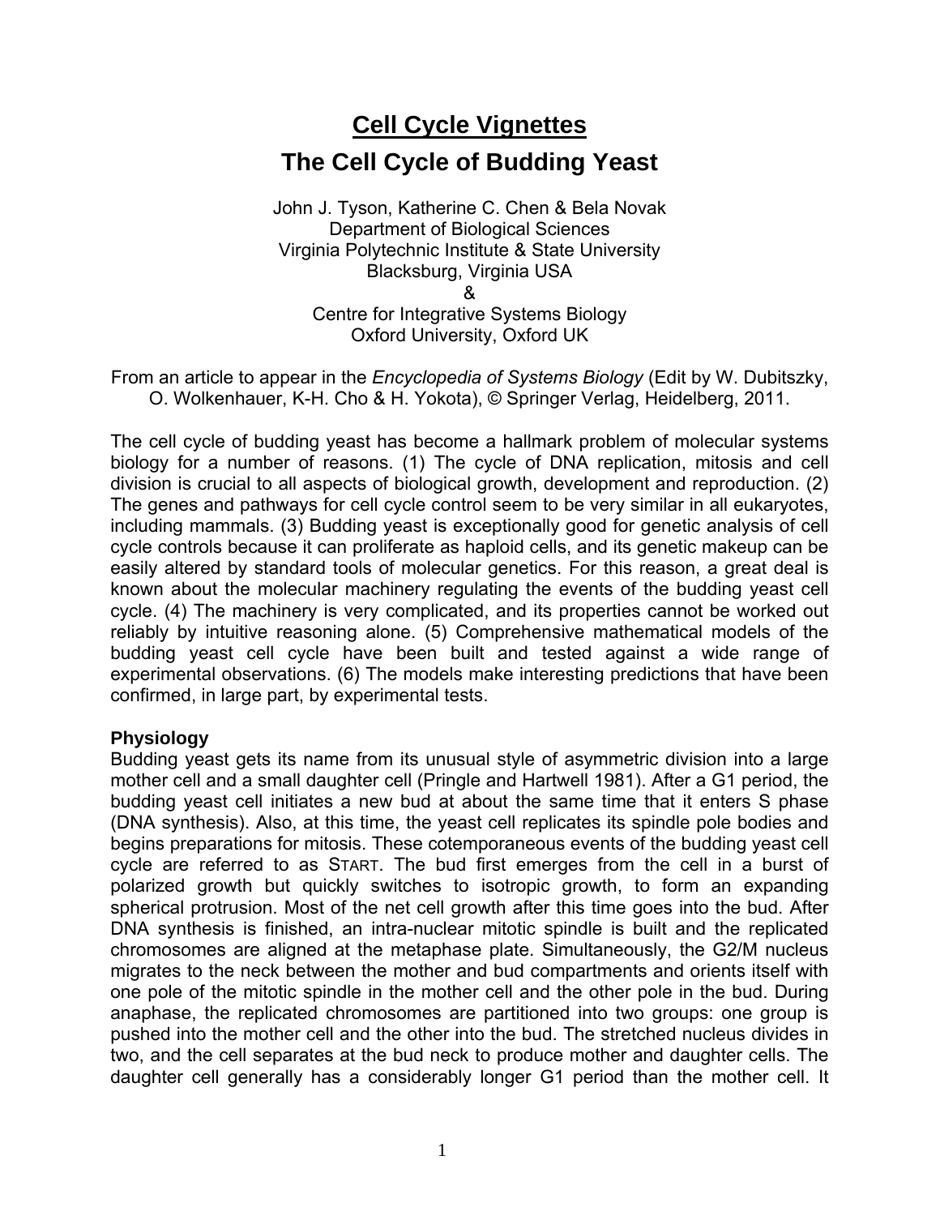# Cell Cycle Vignettes

## The Cell Cycle of Budding Yeast

John J. Tyson, Katherine C. Chen & Bela Novak
Department of Biological Sciences
Virginia Polytechnic Institute & State University
Blacksburg, Virginia USA
&
Centre for Integrative Systems Biology
Oxford University, Oxford UK

From an article to appear in the *Encyclopedia of Systems Biology* (Edit by W. Dubitszky, O. Wolkenhauer, K-H. Cho & H. Yokota), © Springer Verlag, Heidelberg, 2011.

The cell cycle of budding yeast has become a hallmark problem of molecular systems biology for a number of reasons. (1) The cycle of DNA replication, mitosis and cell division is crucial to all aspects of biological growth, development and reproduction. (2) The genes and pathways for cell cycle control seem to be very similar in all eukaryotes, including mammals. (3) Budding yeast is exceptionally good for genetic analysis of cell cycle controls because it can proliferate as haploid cells, and its genetic makeup can be easily altered by standard tools of molecular genetics. For this reason, a great deal is known about the molecular machinery regulating the events of the budding yeast cell cycle. (4) The machinery is very complicated, and its properties cannot be worked out reliably by intuitive reasoning alone. (5) Comprehensive mathematical models of the budding yeast cell cycle have been built and tested against a wide range of experimental observations. (6) The models make interesting predictions that have been confirmed, in large part, by experimental tests.

**Physiology**

Budding yeast gets its name from its unusual style of asymmetric division into a large mother cell and a small daughter cell (Pringle and Hartwell 1981). After a G1 period, the budding yeast cell initiates a new bud at about the same time that it enters S phase (DNA synthesis). Also, at this time, the yeast cell replicates its spindle pole bodies and begins preparations for mitosis. These cotemporaneous events of the budding yeast cell cycle are referred to as START. The bud first emerges from the cell in a burst of polarized growth but quickly switches to isotropic growth, to form an expanding spherical protrusion. Most of the net cell growth after this time goes into the bud. After DNA synthesis is finished, an intra-nuclear mitotic spindle is built and the replicated chromosomes are aligned at the metaphase plate. Simultaneously, the G2/M nucleus migrates to the neck between the mother and bud compartments and orients itself with one pole of the mitotic spindle in the mother cell and the other pole in the bud. During anaphase, the replicated chromosomes are partitioned into two groups: one group is pushed into the mother cell and the other into the bud. The stretched nucleus divides in two, and the cell separates at the bud neck to produce mother and daughter cells. The daughter cell generally has a considerably longer G1 period than the mother cell. It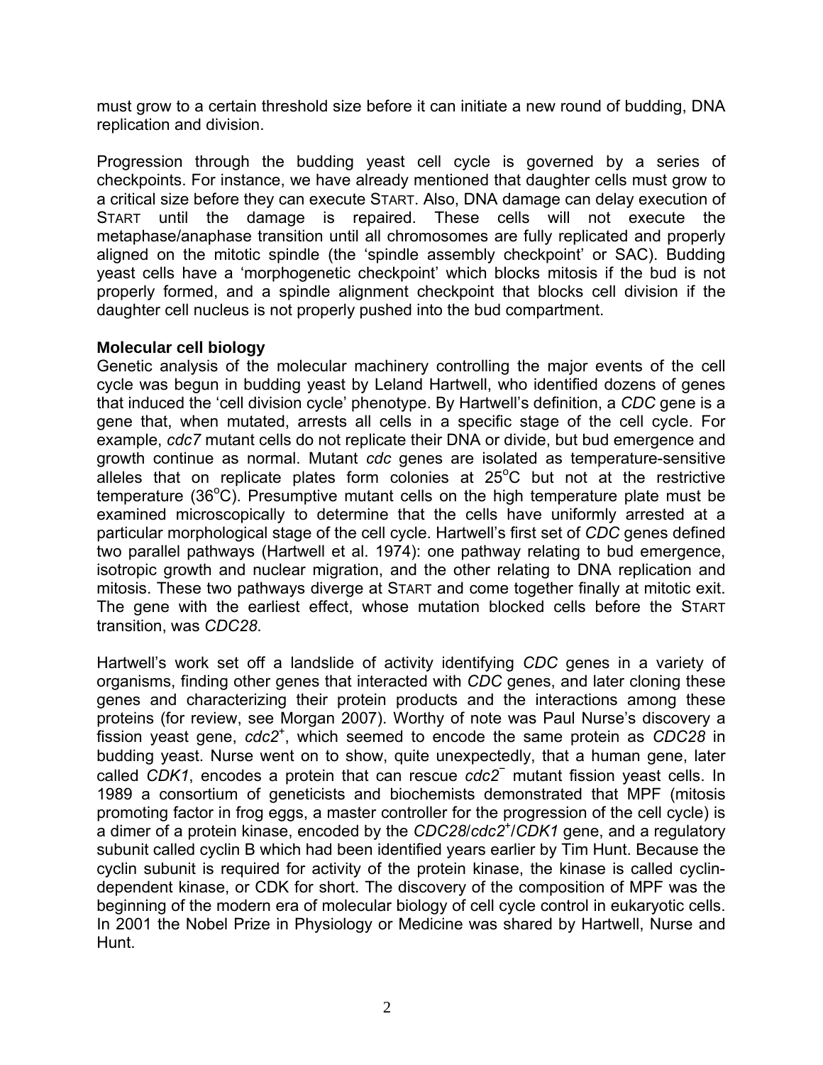must grow to a certain threshold size before it can initiate a new round of budding, DNA replication and division.

Progression through the budding yeast cell cycle is governed by a series of checkpoints. For instance, we have already mentioned that daughter cells must grow to a critical size before they can execute START. Also, DNA damage can delay execution of START until the damage is repaired. These cells will not execute the metaphase/anaphase transition until all chromosomes are fully replicated and properly aligned on the mitotic spindle (the 'spindle assembly checkpoint' or SAC). Budding yeast cells have a 'morphogenetic checkpoint' which blocks mitosis if the bud is not properly formed, and a spindle alignment checkpoint that blocks cell division if the daughter cell nucleus is not properly pushed into the bud compartment.

**Molecular cell biology**

Genetic analysis of the molecular machinery controlling the major events of the cell cycle was begun in budding yeast by Leland Hartwell, who identified dozens of genes that induced the 'cell division cycle' phenotype. By Hartwell's definition, a *CDC* gene is a gene that, when mutated, arrests all cells in a specific stage of the cell cycle. For example, *cdc7* mutant cells do not replicate their DNA or divide, but bud emergence and growth continue as normal. Mutant *cdc* genes are isolated as temperature-sensitive alleles that on replicate plates form colonies at 25°C but not at the restrictive temperature (36°C). Presumptive mutant cells on the high temperature plate must be examined microscopically to determine that the cells have uniformly arrested at a particular morphological stage of the cell cycle. Hartwell's first set of *CDC* genes defined two parallel pathways (Hartwell et al. 1974): one pathway relating to bud emergence, isotropic growth and nuclear migration, and the other relating to DNA replication and mitosis. These two pathways diverge at START and come together finally at mitotic exit. The gene with the earliest effect, whose mutation blocked cells before the START transition, was *CDC28*.

Hartwell's work set off a landslide of activity identifying *CDC* genes in a variety of organisms, finding other genes that interacted with *CDC* genes, and later cloning these genes and characterizing their protein products and the interactions among these proteins (for review, see Morgan 2007). Worthy of note was Paul Nurse's discovery a fission yeast gene, *cdc2*$^+$, which seemed to encode the same protein as *CDC28* in budding yeast. Nurse went on to show, quite unexpectedly, that a human gene, later called *CDK1*, encodes a protein that can rescue *cdc2*$^-$ mutant fission yeast cells. In 1989 a consortium of geneticists and biochemists demonstrated that MPF (mitosis promoting factor in frog eggs, a master controller for the progression of the cell cycle) is a dimer of a protein kinase, encoded by the *CDC28*/*cdc2*$^+$/*CDK1* gene, and a regulatory subunit called cyclin B which had been identified years earlier by Tim Hunt. Because the cyclin subunit is required for activity of the protein kinase, the kinase is called cyclin-dependent kinase, or CDK for short. The discovery of the composition of MPF was the beginning of the modern era of molecular biology of cell cycle control in eukaryotic cells. In 2001 the Nobel Prize in Physiology or Medicine was shared by Hartwell, Nurse and Hunt.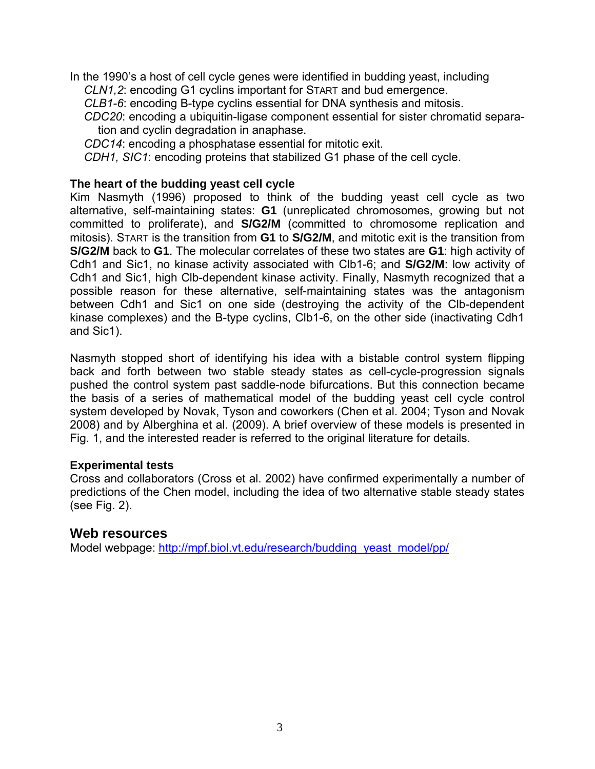In the 1990's a host of cell cycle genes were identified in budding yeast, including

- *CLN1,2*: encoding G1 cyclins important for START and bud emergence.
- *CLB1-6*: encoding B-type cyclins essential for DNA synthesis and mitosis.
- *CDC20*: encoding a ubiquitin-ligase component essential for sister chromatid separation and cyclin degradation in anaphase.
- *CDC14*: encoding a phosphatase essential for mitotic exit.
- *CDH1, SIC1*: encoding proteins that stabilized G1 phase of the cell cycle.

### The heart of the budding yeast cell cycle

Kim Nasmyth (1996) proposed to think of the budding yeast cell cycle as two alternative, self-maintaining states: **G1** (unreplicated chromosomes, growing but not committed to proliferate), and **S/G2/M** (committed to chromosome replication and mitosis). START is the transition from **G1** to **S/G2/M**, and mitotic exit is the transition from **S/G2/M** back to **G1**. The molecular correlates of these two states are **G1**: high activity of Cdh1 and Sic1, no kinase activity associated with Clb1-6; and **S/G2/M**: low activity of Cdh1 and Sic1, high Clb-dependent kinase activity. Finally, Nasmyth recognized that a possible reason for these alternative, self-maintaining states was the antagonism between Cdh1 and Sic1 on one side (destroying the activity of the Clb-dependent kinase complexes) and the B-type cyclins, Clb1-6, on the other side (inactivating Cdh1 and Sic1).

Nasmyth stopped short of identifying his idea with a bistable control system flipping back and forth between two stable steady states as cell-cycle-progression signals pushed the control system past saddle-node bifurcations. But this connection became the basis of a series of mathematical model of the budding yeast cell cycle control system developed by Novak, Tyson and coworkers (Chen et al. 2004; Tyson and Novak 2008) and by Alberghina et al. (2009). A brief overview of these models is presented in Fig. 1, and the interested reader is referred to the original literature for details.

### Experimental tests

Cross and collaborators (Cross et al. 2002) have confirmed experimentally a number of predictions of the Chen model, including the idea of two alternative stable steady states (see Fig. 2).

## Web resources

Model webpage: http://mpf.biol.vt.edu/research/budding_yeast_model/pp/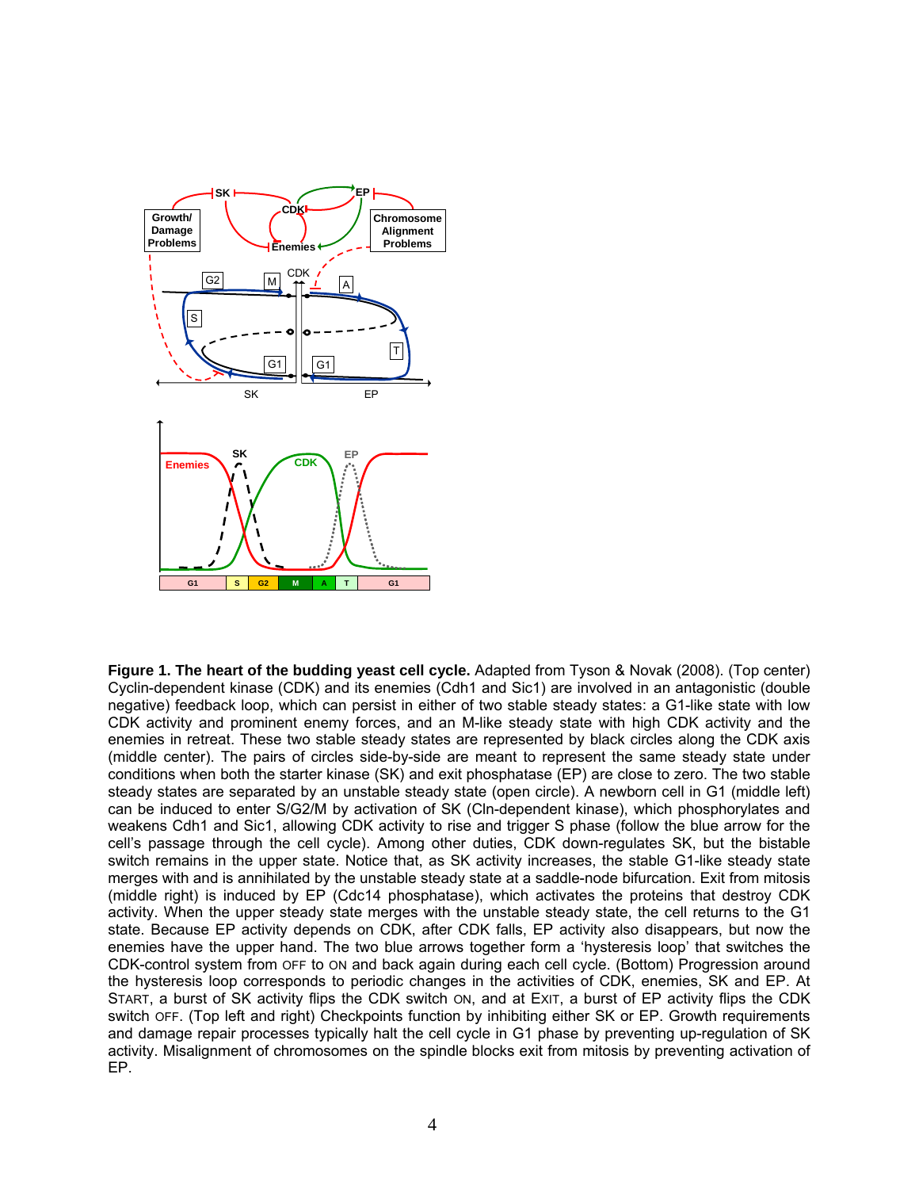**Figure 1. The heart of the budding yeast cell cycle.** Adapted from Tyson & Novak (2008). (Top center) Cyclin-dependent kinase (CDK) and its enemies (Cdh1 and Sic1) are involved in an antagonistic (double negative) feedback loop, which can persist in either of two stable steady states: a G1-like state with low CDK activity and prominent enemy forces, and an M-like steady state with high CDK activity and the enemies in retreat. These two stable steady states are represented by black circles along the CDK axis (middle center). The pairs of circles side-by-side are meant to represent the same steady state under conditions when both the starter kinase (SK) and exit phosphatase (EP) are close to zero. The two stable steady states are separated by an unstable steady state (open circle). A newborn cell in G1 (middle left) can be induced to enter S/G2/M by activation of SK (Cln-dependent kinase), which phosphorylates and weakens Cdh1 and Sic1, allowing CDK activity to rise and trigger S phase (follow the blue arrow for the cell's passage through the cell cycle). Among other duties, CDK down-regulates SK, but the bistable switch remains in the upper state. Notice that, as SK activity increases, the stable G1-like steady state merges with and is annihilated by the unstable steady state at a saddle-node bifurcation. Exit from mitosis (middle right) is induced by EP (Cdc14 phosphatase), which activates the proteins that destroy CDK activity. When the upper steady state merges with the unstable steady state, the cell returns to the G1 state. Because EP activity depends on CDK, after CDK falls, EP activity also disappears, but now the enemies have the upper hand. The two blue arrows together form a 'hysteresis loop' that switches the CDK-control system from OFF to ON and back again during each cell cycle. (Bottom) Progression around the hysteresis loop corresponds to periodic changes in the activities of CDK, enemies, SK and EP. At START, a burst of SK activity flips the CDK switch ON, and at EXIT, a burst of EP activity flips the CDK switch OFF. (Top left and right) Checkpoints function by inhibiting either SK or EP. Growth requirements and damage repair processes typically halt the cell cycle in G1 phase by preventing up-regulation of SK activity. Misalignment of chromosomes on the spindle blocks exit from mitosis by preventing activation of EP.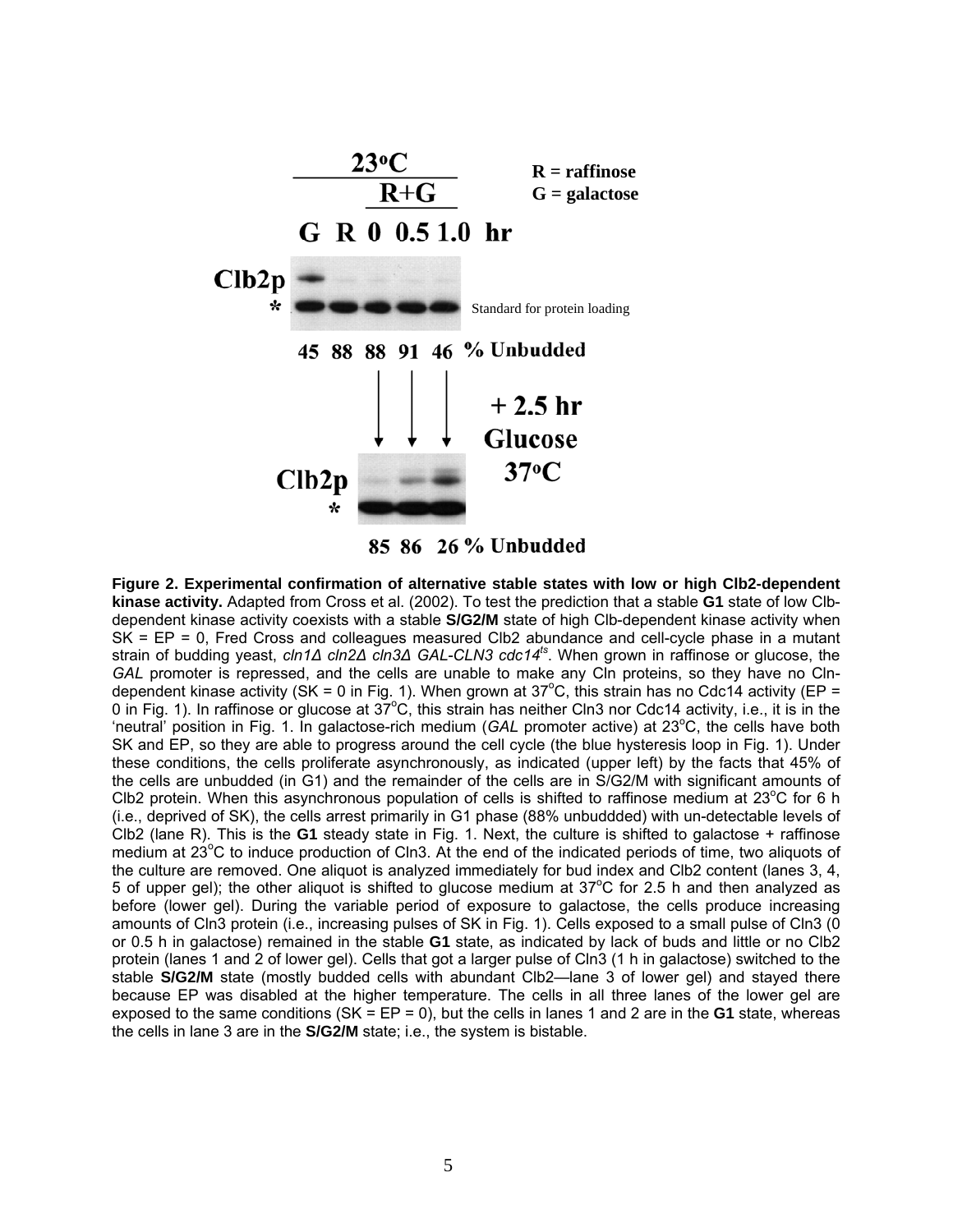23°C

R+G

R = raffinose
G = galactose

G R 0 0.5 1.0 hr

Clb2p

\*

Standard for protein loading

45 88 88 91 46 % Unbudded

+ 2.5 hr
Glucose
37°C

Clb2p

\*

85 86 26 % Unbudded

**Figure 2. Experimental confirmation of alternative stable states with low or high Clb2-dependent kinase activity.** Adapted from Cross et al. (2002). To test the prediction that a stable **G1** state of low Clb-dependent kinase activity coexists with a stable **S/G2/M** state of high Clb-dependent kinase activity when SK = EP = 0, Fred Cross and colleagues measured Clb2 abundance and cell-cycle phase in a mutant strain of budding yeast, *cln1Δ cln2Δ cln3Δ GAL-CLN3 cdc14$^{ts}$*. When grown in raffinose or glucose, the *GAL* promoter is repressed, and the cells are unable to make any Cln proteins, so they have no Cln-dependent kinase activity (SK = 0 in Fig. 1). When grown at 37°C, this strain has no Cdc14 activity (EP = 0 in Fig. 1). In raffinose or glucose at 37°C, this strain has neither Cln3 nor Cdc14 activity, i.e., it is in the 'neutral' position in Fig. 1. In galactose-rich medium (*GAL* promoter active) at 23°C, the cells have both SK and EP, so they are able to progress around the cell cycle (the blue hysteresis loop in Fig. 1). Under these conditions, the cells proliferate asynchronously, as indicated (upper left) by the facts that 45% of the cells are unbudded (in G1) and the remainder of the cells are in S/G2/M with significant amounts of Clb2 protein. When this asynchronous population of cells is shifted to raffinose medium at 23°C for 6 h (i.e., deprived of SK), the cells arrest primarily in G1 phase (88% unbuddded) with un-detectable levels of Clb2 (lane R). This is the **G1** steady state in Fig. 1. Next, the culture is shifted to galactose + raffinose medium at 23°C to induce production of Cln3. At the end of the indicated periods of time, two aliquots of the culture are removed. One aliquot is analyzed immediately for bud index and Clb2 content (lanes 3, 4, 5 of upper gel); the other aliquot is shifted to glucose medium at 37°C for 2.5 h and then analyzed as before (lower gel). During the variable period of exposure to galactose, the cells produce increasing amounts of Cln3 protein (i.e., increasing pulses of SK in Fig. 1). Cells exposed to a small pulse of Cln3 (0 or 0.5 h in galactose) remained in the stable **G1** state, as indicated by lack of buds and little or no Clb2 protein (lanes 1 and 2 of lower gel). Cells that got a larger pulse of Cln3 (1 h in galactose) switched to the stable **S/G2/M** state (mostly budded cells with abundant Clb2—lane 3 of lower gel) and stayed there because EP was disabled at the higher temperature. The cells in all three lanes of the lower gel are exposed to the same conditions (SK = EP = 0), but the cells in lanes 1 and 2 are in the **G1** state, whereas the cells in lane 3 are in the **S/G2/M** state; i.e., the system is bistable.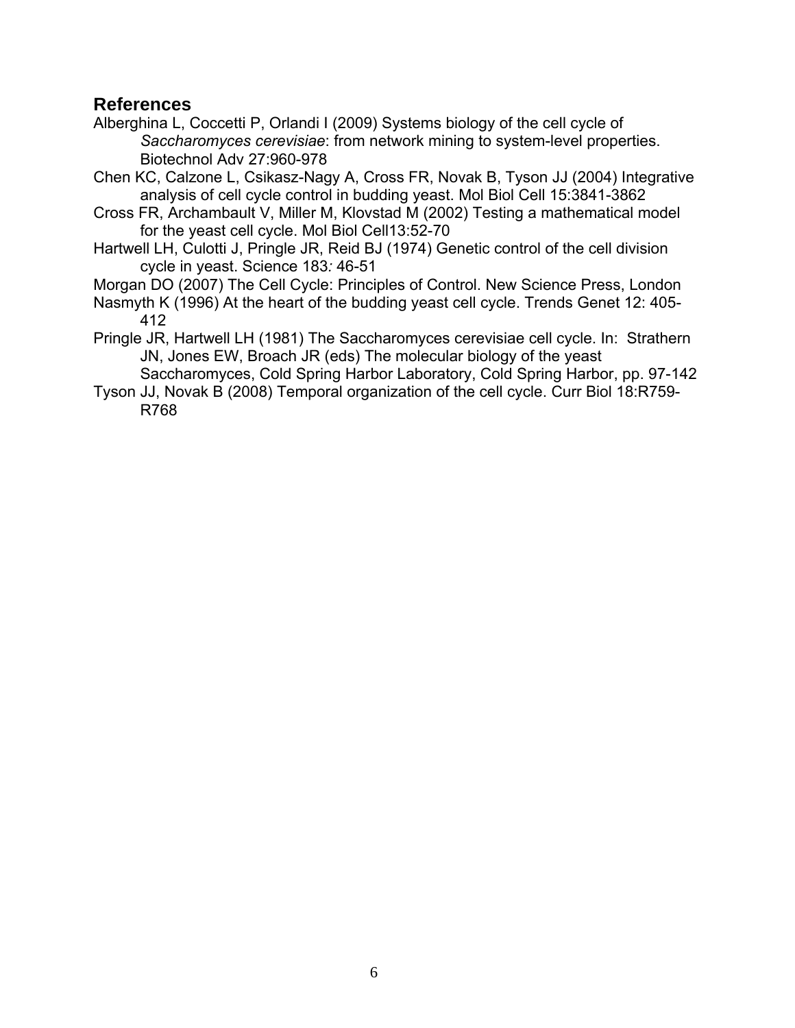## References

Alberghina L, Coccetti P, Orlandi I (2009) Systems biology of the cell cycle of *Saccharomyces cerevisiae*: from network mining to system-level properties. Biotechnol Adv 27:960-978

Chen KC, Calzone L, Csikasz-Nagy A, Cross FR, Novak B, Tyson JJ (2004) Integrative analysis of cell cycle control in budding yeast. Mol Biol Cell 15:3841-3862

Cross FR, Archambault V, Miller M, Klovstad M (2002) Testing a mathematical model for the yeast cell cycle. Mol Biol Cell13:52-70

Hartwell LH, Culotti J, Pringle JR, Reid BJ (1974) Genetic control of the cell division cycle in yeast. Science 183*:* 46-51

Morgan DO (2007) The Cell Cycle: Principles of Control. New Science Press, London

Nasmyth K (1996) At the heart of the budding yeast cell cycle. Trends Genet 12: 405-412

Pringle JR, Hartwell LH (1981) The Saccharomyces cerevisiae cell cycle. In: Strathern JN, Jones EW, Broach JR (eds) The molecular biology of the yeast Saccharomyces, Cold Spring Harbor Laboratory, Cold Spring Harbor, pp. 97-142

Tyson JJ, Novak B (2008) Temporal organization of the cell cycle. Curr Biol 18:R759-R768